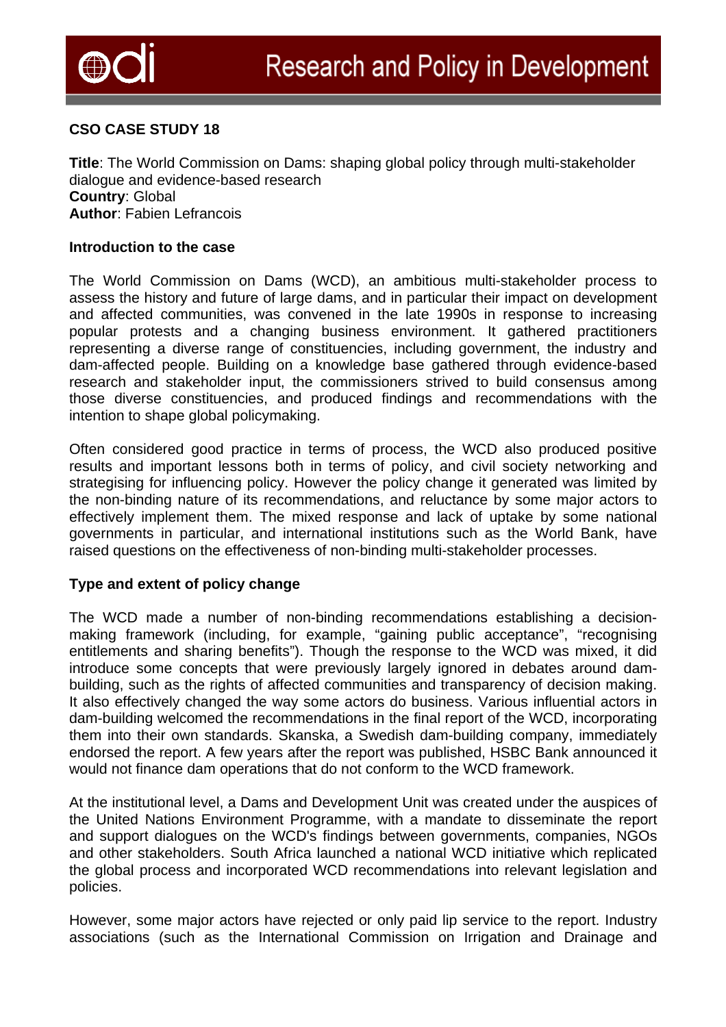**CSO CASE STUDY 18**

**Title**: The World Commission on Dams: shaping global policy through multi-stakeholder dialogue and evidence-based research
**Country**: Global
**Author**: Fabien Lefrancois

**Introduction to the case**

The World Commission on Dams (WCD), an ambitious multi-stakeholder process to assess the history and future of large dams, and in particular their impact on development and affected communities, was convened in the late 1990s in response to increasing popular protests and a changing business environment. It gathered practitioners representing a diverse range of constituencies, including government, the industry and dam-affected people. Building on a knowledge base gathered through evidence-based research and stakeholder input, the commissioners strived to build consensus among those diverse constituencies, and produced findings and recommendations with the intention to shape global policymaking.

Often considered good practice in terms of process, the WCD also produced positive results and important lessons both in terms of policy, and civil society networking and strategising for influencing policy. However the policy change it generated was limited by the non-binding nature of its recommendations, and reluctance by some major actors to effectively implement them. The mixed response and lack of uptake by some national governments in particular, and international institutions such as the World Bank, have raised questions on the effectiveness of non-binding multi-stakeholder processes.

**Type and extent of policy change**

The WCD made a number of non-binding recommendations establishing a decision-making framework (including, for example, "gaining public acceptance", "recognising entitlements and sharing benefits"). Though the response to the WCD was mixed, it did introduce some concepts that were previously largely ignored in debates around dam-building, such as the rights of affected communities and transparency of decision making. It also effectively changed the way some actors do business. Various influential actors in dam-building welcomed the recommendations in the final report of the WCD, incorporating them into their own standards. Skanska, a Swedish dam-building company, immediately endorsed the report. A few years after the report was published, HSBC Bank announced it would not finance dam operations that do not conform to the WCD framework.

At the institutional level, a Dams and Development Unit was created under the auspices of the United Nations Environment Programme, with a mandate to disseminate the report and support dialogues on the WCD's findings between governments, companies, NGOs and other stakeholders. South Africa launched a national WCD initiative which replicated the global process and incorporated WCD recommendations into relevant legislation and policies.

However, some major actors have rejected or only paid lip service to the report. Industry associations (such as the International Commission on Irrigation and Drainage and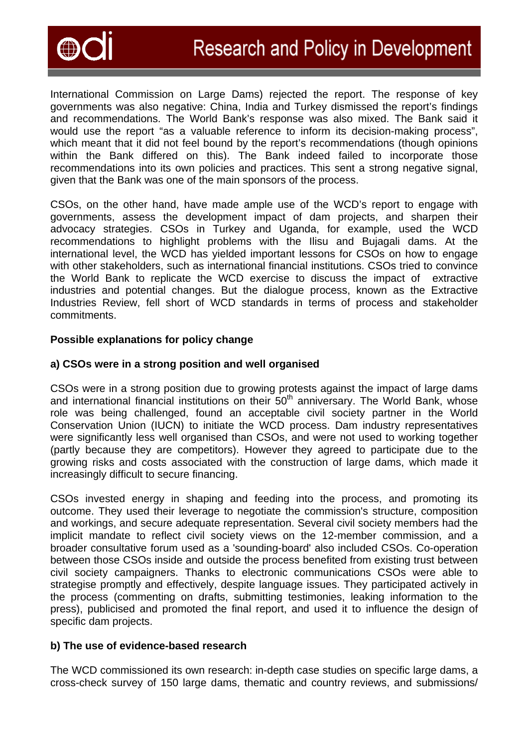International Commission on Large Dams) rejected the report. The response of key governments was also negative: China, India and Turkey dismissed the report's findings and recommendations. The World Bank's response was also mixed. The Bank said it would use the report "as a valuable reference to inform its decision-making process", which meant that it did not feel bound by the report's recommendations (though opinions within the Bank differed on this). The Bank indeed failed to incorporate those recommendations into its own policies and practices. This sent a strong negative signal, given that the Bank was one of the main sponsors of the process.

CSOs, on the other hand, have made ample use of the WCD's report to engage with governments, assess the development impact of dam projects, and sharpen their advocacy strategies. CSOs in Turkey and Uganda, for example, used the WCD recommendations to highlight problems with the Ilisu and Bujagali dams. At the international level, the WCD has yielded important lessons for CSOs on how to engage with other stakeholders, such as international financial institutions. CSOs tried to convince the World Bank to replicate the WCD exercise to discuss the impact of extractive industries and potential changes. But the dialogue process, known as the Extractive Industries Review, fell short of WCD standards in terms of process and stakeholder commitments.

**Possible explanations for policy change**

**a) CSOs were in a strong position and well organised**

CSOs were in a strong position due to growing protests against the impact of large dams and international financial institutions on their 50th anniversary. The World Bank, whose role was being challenged, found an acceptable civil society partner in the World Conservation Union (IUCN) to initiate the WCD process. Dam industry representatives were significantly less well organised than CSOs, and were not used to working together (partly because they are competitors). However they agreed to participate due to the growing risks and costs associated with the construction of large dams, which made it increasingly difficult to secure financing.

CSOs invested energy in shaping and feeding into the process, and promoting its outcome. They used their leverage to negotiate the commission's structure, composition and workings, and secure adequate representation. Several civil society members had the implicit mandate to reflect civil society views on the 12-member commission, and a broader consultative forum used as a 'sounding-board' also included CSOs. Co-operation between those CSOs inside and outside the process benefited from existing trust between civil society campaigners. Thanks to electronic communications CSOs were able to strategise promptly and effectively, despite language issues. They participated actively in the process (commenting on drafts, submitting testimonies, leaking information to the press), publicised and promoted the final report, and used it to influence the design of specific dam projects.

**b) The use of evidence-based research**

The WCD commissioned its own research: in-depth case studies on specific large dams, a cross-check survey of 150 large dams, thematic and country reviews, and submissions/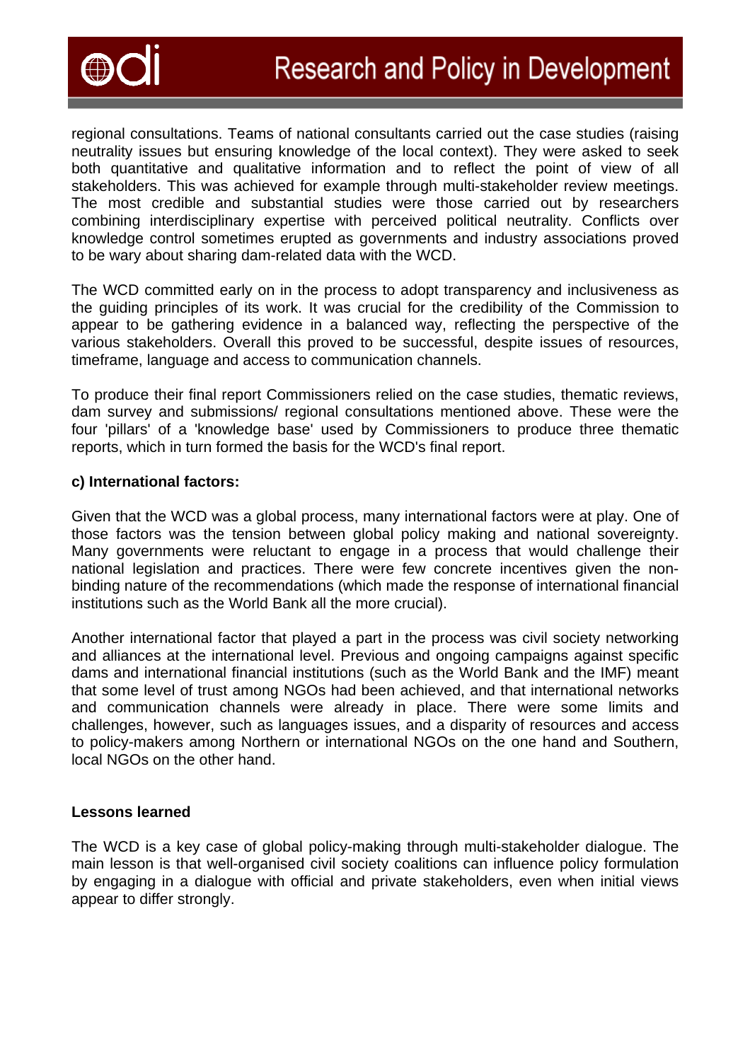regional consultations. Teams of national consultants carried out the case studies (raising neutrality issues but ensuring knowledge of the local context). They were asked to seek both quantitative and qualitative information and to reflect the point of view of all stakeholders. This was achieved for example through multi-stakeholder review meetings. The most credible and substantial studies were those carried out by researchers combining interdisciplinary expertise with perceived political neutrality. Conflicts over knowledge control sometimes erupted as governments and industry associations proved to be wary about sharing dam-related data with the WCD.

The WCD committed early on in the process to adopt transparency and inclusiveness as the guiding principles of its work. It was crucial for the credibility of the Commission to appear to be gathering evidence in a balanced way, reflecting the perspective of the various stakeholders. Overall this proved to be successful, despite issues of resources, timeframe, language and access to communication channels.

To produce their final report Commissioners relied on the case studies, thematic reviews, dam survey and submissions/ regional consultations mentioned above. These were the four 'pillars' of a 'knowledge base' used by Commissioners to produce three thematic reports, which in turn formed the basis for the WCD's final report.

**c) International factors:**

Given that the WCD was a global process, many international factors were at play. One of those factors was the tension between global policy making and national sovereignty. Many governments were reluctant to engage in a process that would challenge their national legislation and practices. There were few concrete incentives given the non-binding nature of the recommendations (which made the response of international financial institutions such as the World Bank all the more crucial).

Another international factor that played a part in the process was civil society networking and alliances at the international level. Previous and ongoing campaigns against specific dams and international financial institutions (such as the World Bank and the IMF) meant that some level of trust among NGOs had been achieved, and that international networks and communication channels were already in place. There were some limits and challenges, however, such as languages issues, and a disparity of resources and access to policy-makers among Northern or international NGOs on the one hand and Southern, local NGOs on the other hand.

## Lessons learned

The WCD is a key case of global policy-making through multi-stakeholder dialogue. The main lesson is that well-organised civil society coalitions can influence policy formulation by engaging in a dialogue with official and private stakeholders, even when initial views appear to differ strongly.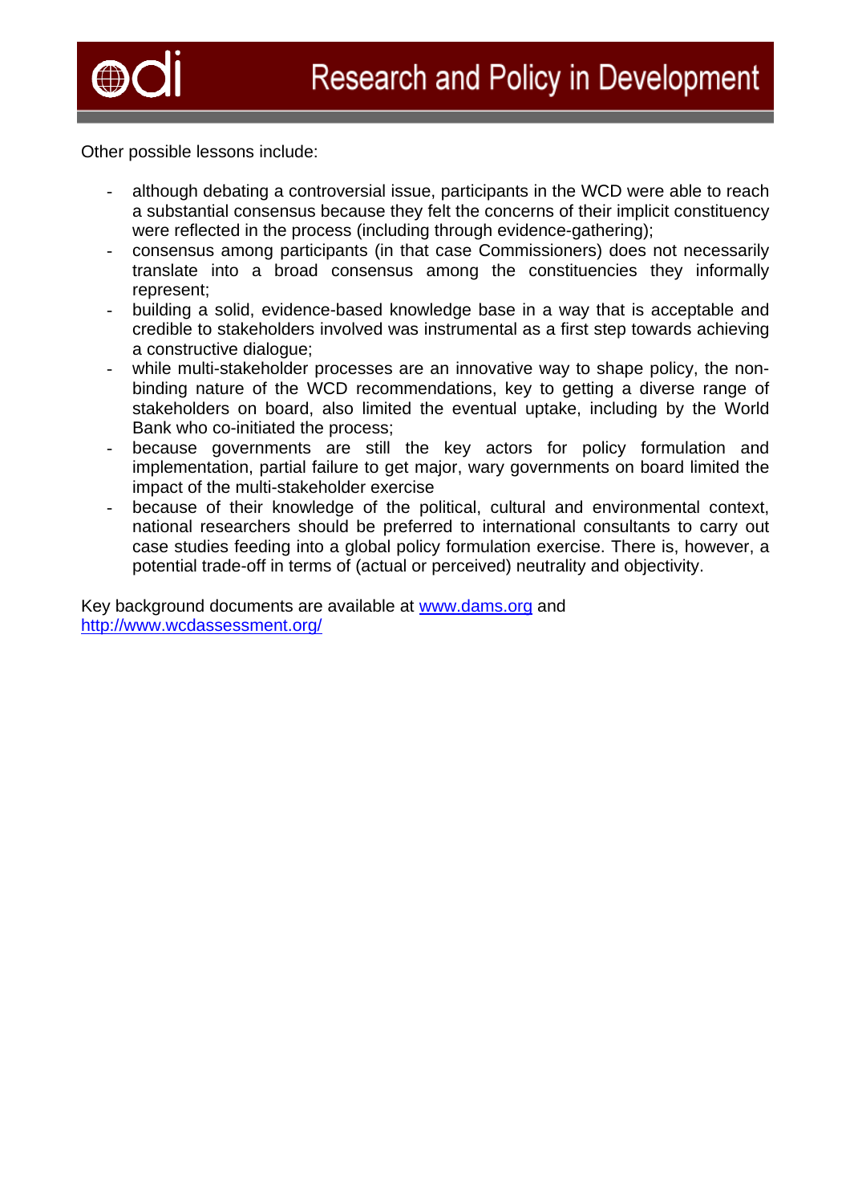Other possible lessons include:

- although debating a controversial issue, participants in the WCD were able to reach a substantial consensus because they felt the concerns of their implicit constituency were reflected in the process (including through evidence-gathering);
- consensus among participants (in that case Commissioners) does not necessarily translate into a broad consensus among the constituencies they informally represent;
- building a solid, evidence-based knowledge base in a way that is acceptable and credible to stakeholders involved was instrumental as a first step towards achieving a constructive dialogue;
- while multi-stakeholder processes are an innovative way to shape policy, the non-binding nature of the WCD recommendations, key to getting a diverse range of stakeholders on board, also limited the eventual uptake, including by the World Bank who co-initiated the process;
- because governments are still the key actors for policy formulation and implementation, partial failure to get major, wary governments on board limited the impact of the multi-stakeholder exercise
- because of their knowledge of the political, cultural and environmental context, national researchers should be preferred to international consultants to carry out case studies feeding into a global policy formulation exercise. There is, however, a potential trade-off in terms of (actual or perceived) neutrality and objectivity.

Key background documents are available at [www.dams.org](http://www.dams.org) and [http://www.wcdassessment.org/](http://www.wcdassessment.org/)